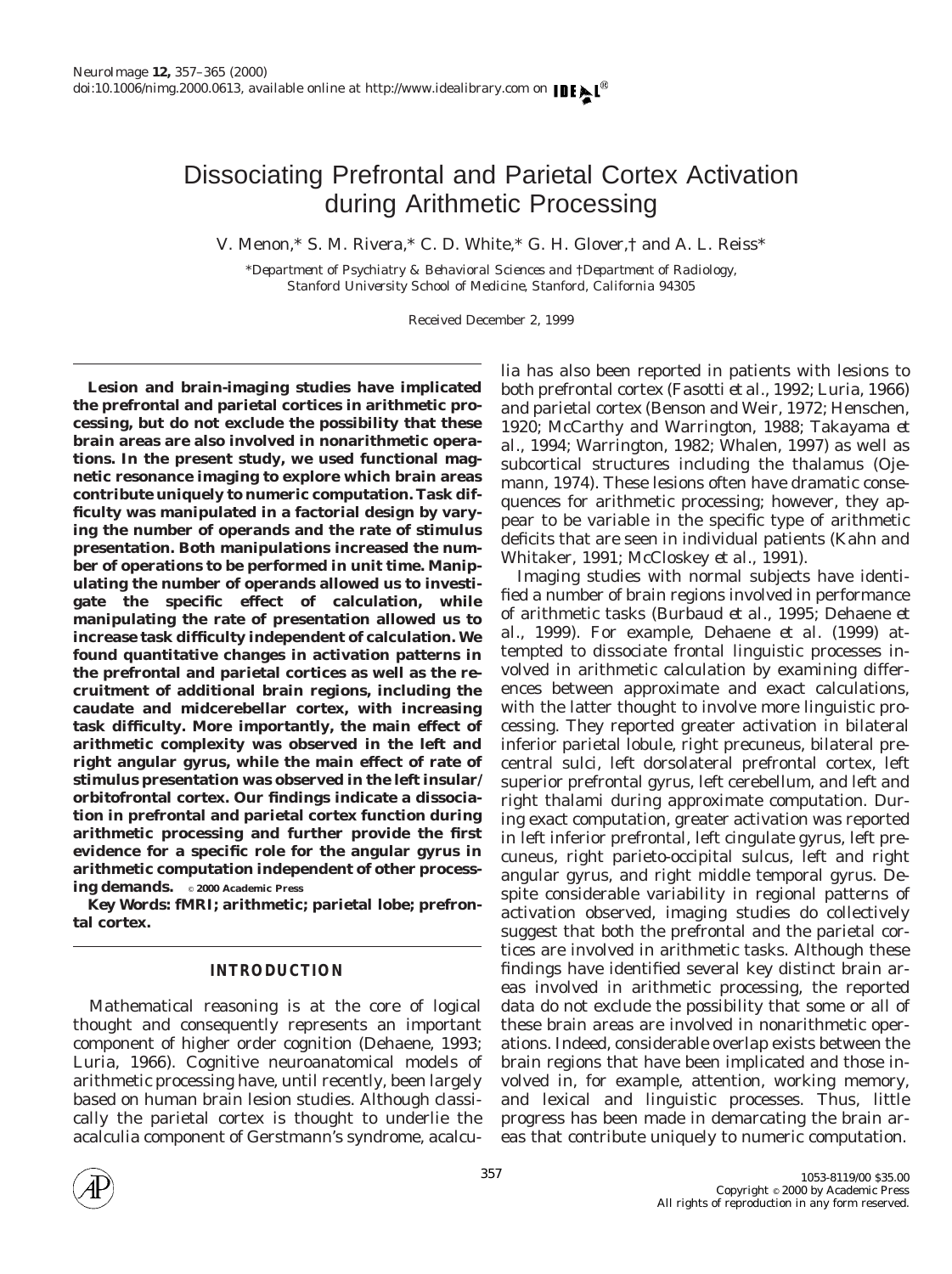# Dissociating Prefrontal and Parietal Cortex Activation during Arithmetic Processing

V. Menon,* S. M. Rivera,* C. D. White,* G. H. Glover,† and A. L. Reiss*

*Department of Psychiatry & Behavioral Sciences and †Department of Radiology, Stanford University School of Medicine, Stanford, California 94305

Received December 2, 1999

**Lesion and brain-imaging studies have implicated the prefrontal and parietal cortices in arithmetic processing, but do not exclude the possibility that these brain areas are also involved in nonarithmetic operations. In the present study, we used functional magnetic resonance imaging to explore which brain areas contribute uniquely to numeric computation. Task difficulty was manipulated in a factorial design by varying the number of operands and the rate of stimulus presentation. Both manipulations increased the number of operations to be performed in unit time. Manipulating the number of operands allowed us to investigate the specific effect of calculation, while manipulating the rate of presentation allowed us to increase task difficulty independent of calculation. We found quantitative changes in activation patterns in the prefrontal and parietal cortices as well as the recruitment of additional brain regions, including the caudate and midcerebellar cortex, with increasing task difficulty. More importantly, the main effect of arithmetic complexity was observed in the left and right angular gyrus, while the main effect of rate of stimulus presentation was observed in the left insular/orbitofrontal cortex. Our findings indicate a dissociation in prefrontal and parietal cortex function during arithmetic processing and further provide the first evidence for a specific role for the angular gyrus in arithmetic computation independent of other processing demands.** © 2000 Academic Press

**Key Words:** fMRI; arithmetic; parietal lobe; prefrontal cortex.

## INTRODUCTION

Mathematical reasoning is at the core of logical thought and consequently represents an important component of higher order cognition (Dehaene, 1993; Luria, 1966). Cognitive neuroanatomical models of arithmetic processing have, until recently, been largely based on human brain lesion studies. Although classically the parietal cortex is thought to underlie the acalculia component of Gerstmann's syndrome, acalculia has also been reported in patients with lesions to both prefrontal cortex (Fasotti *et al.*, 1992; Luria, 1966) and parietal cortex (Benson and Weir, 1972; Henschen, 1920; McCarthy and Warrington, 1988; Takayama *et al.*, 1994; Warrington, 1982; Whalen, 1997) as well as subcortical structures including the thalamus (Ojemann, 1974). These lesions often have dramatic consequences for arithmetic processing; however, they appear to be variable in the specific type of arithmetic deficits that are seen in individual patients (Kahn and Whitaker, 1991; McCloskey *et al.*, 1991).

Imaging studies with normal subjects have identified a number of brain regions involved in performance of arithmetic tasks (Burbaud *et al.*, 1995; Dehaene *et al.*, 1999). For example, Dehaene *et al.* (1999) attempted to dissociate frontal linguistic processes involved in arithmetic calculation by examining differences between approximate and exact calculations, with the latter thought to involve more linguistic processing. They reported greater activation in bilateral inferior parietal lobule, right precuneus, bilateral precentral sulci, left dorsolateral prefrontal cortex, left superior prefrontal gyrus, left cerebellum, and left and right thalami during approximate computation. During exact computation, greater activation was reported in left inferior prefrontal, left cingulate gyrus, left precuneus, right parieto-occipital sulcus, left and right angular gyrus, and right middle temporal gyrus. Despite considerable variability in regional patterns of activation observed, imaging studies do collectively suggest that both the prefrontal and the parietal cortices are involved in arithmetic tasks. Although these findings have identified several key distinct brain areas involved in arithmetic processing, the reported data do not exclude the possibility that some or all of these brain areas are involved in nonarithmetic operations. Indeed, considerable overlap exists between the brain regions that have been implicated and those involved in, for example, attention, working memory, and lexical and linguistic processes. Thus, little progress has been made in demarcating the brain areas that contribute uniquely to numeric computation.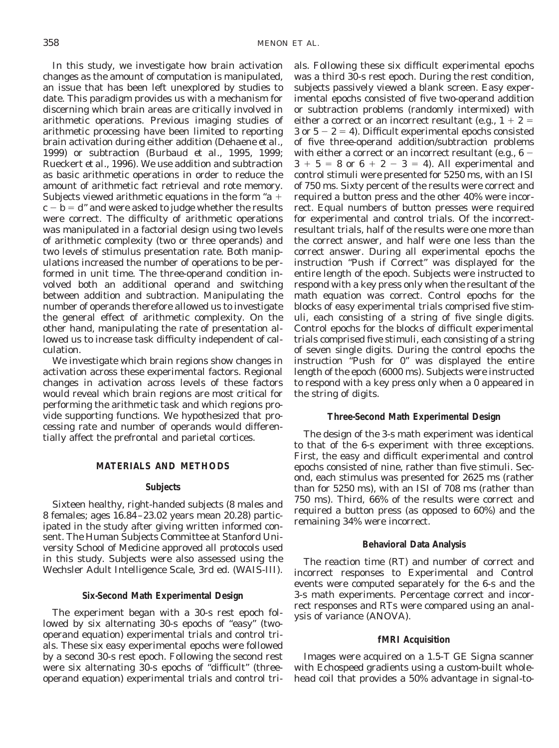In this study, we investigate how brain activation changes as the amount of computation is manipulated, an issue that has been left unexplored by studies to date. This paradigm provides us with a mechanism for discerning which brain areas are critically involved in arithmetic operations. Previous imaging studies of arithmetic processing have been limited to reporting brain activation during either addition (Dehaene *et al.*, 1999) or subtraction (Burbaud *et al.*, 1995, 1999; Rueckert *et al.*, 1996). We use addition and subtraction as basic arithmetic operations in order to reduce the amount of arithmetic fact retrieval and rote memory. Subjects viewed arithmetic equations in the form "$a + c - b = d$" and were asked to judge whether the results were correct. The difficulty of arithmetic operations was manipulated in a factorial design using two levels of arithmetic complexity (two or three operands) and two levels of stimulus presentation rate. Both manipulations increased the number of operations to be performed in unit time. The three-operand condition involved both an additional operand and switching between addition and subtraction. Manipulating the number of operands therefore allowed us to investigate the general effect of arithmetic complexity. On the other hand, manipulating the rate of presentation allowed us to increase task difficulty independent of calculation.

We investigate which brain regions show changes in activation across these experimental factors. Regional changes in activation across levels of these factors would reveal which brain regions are most critical for performing the arithmetic task and which regions provide supporting functions. We hypothesized that processing rate and number of operands would differentially affect the prefrontal and parietal cortices.

## MATERIALS AND METHODS

### Subjects

Sixteen healthy, right-handed subjects (8 males and 8 females; ages 16.84–23.02 years mean 20.28) participated in the study after giving written informed consent. The Human Subjects Committee at Stanford University School of Medicine approved all protocols used in this study. Subjects were also assessed using the Wechsler Adult Intelligence Scale, 3rd ed. (WAIS-III).

### Six-Second Math Experimental Design

The experiment began with a 30-s rest epoch followed by six alternating 30-s epochs of "easy" (two-operand equation) experimental trials and control trials. These six easy experimental epochs were followed by a second 30-s rest epoch. Following the second rest were six alternating 30-s epochs of "difficult" (three-operand equation) experimental trials and control trials. Following these six difficult experimental epochs was a third 30-s rest epoch. During the rest condition, subjects passively viewed a blank screen. Easy experimental epochs consisted of five two-operand addition or subtraction problems (randomly intermixed) with either a correct or an incorrect resultant (e.g., $1 + 2 = 3$ or $5 - 2 = 4$). Difficult experimental epochs consisted of five three-operand addition/subtraction problems with either a correct or an incorrect resultant (e.g., $6 - 3 + 5 = 8$ or $6 + 2 - 3 = 4$). All experimental and control stimuli were presented for 5250 ms, with an ISI of 750 ms. Sixty percent of the results were correct and required a button press and the other 40% were incorrect. Equal numbers of button presses were required for experimental and control trials. Of the incorrect-resultant trials, half of the results were one more than the correct answer, and half were one less than the correct answer. During all experimental epochs the instruction "Push if Correct" was displayed for the entire length of the epoch. Subjects were instructed to respond with a key press only when the resultant of the math equation was correct. Control epochs for the blocks of easy experimental trials comprised five stimuli, each consisting of a string of five single digits. Control epochs for the blocks of difficult experimental trials comprised five stimuli, each consisting of a string of seven single digits. During the control epochs the instruction "Push for 0" was displayed the entire length of the epoch (6000 ms). Subjects were instructed to respond with a key press only when a 0 appeared in the string of digits.

### Three-Second Math Experimental Design

The design of the 3-s math experiment was identical to that of the 6-s experiment with three exceptions. First, the easy and difficult experimental and control epochs consisted of nine, rather than five stimuli. Second, each stimulus was presented for 2625 ms (rather than for 5250 ms), with an ISI of 708 ms (rather than 750 ms). Third, 66% of the results were correct and required a button press (as opposed to 60%) and the remaining 34% were incorrect.

### Behavioral Data Analysis

The reaction time (RT) and number of correct and incorrect responses to Experimental and Control events were computed separately for the 6-s and the 3-s math experiments. Percentage correct and incorrect responses and RTs were compared using an analysis of variance (ANOVA).

### fMRI Acquisition

Images were acquired on a 1.5-T GE Signa scanner with Echospeed gradients using a custom-built whole-head coil that provides a 50% advantage in signal-to-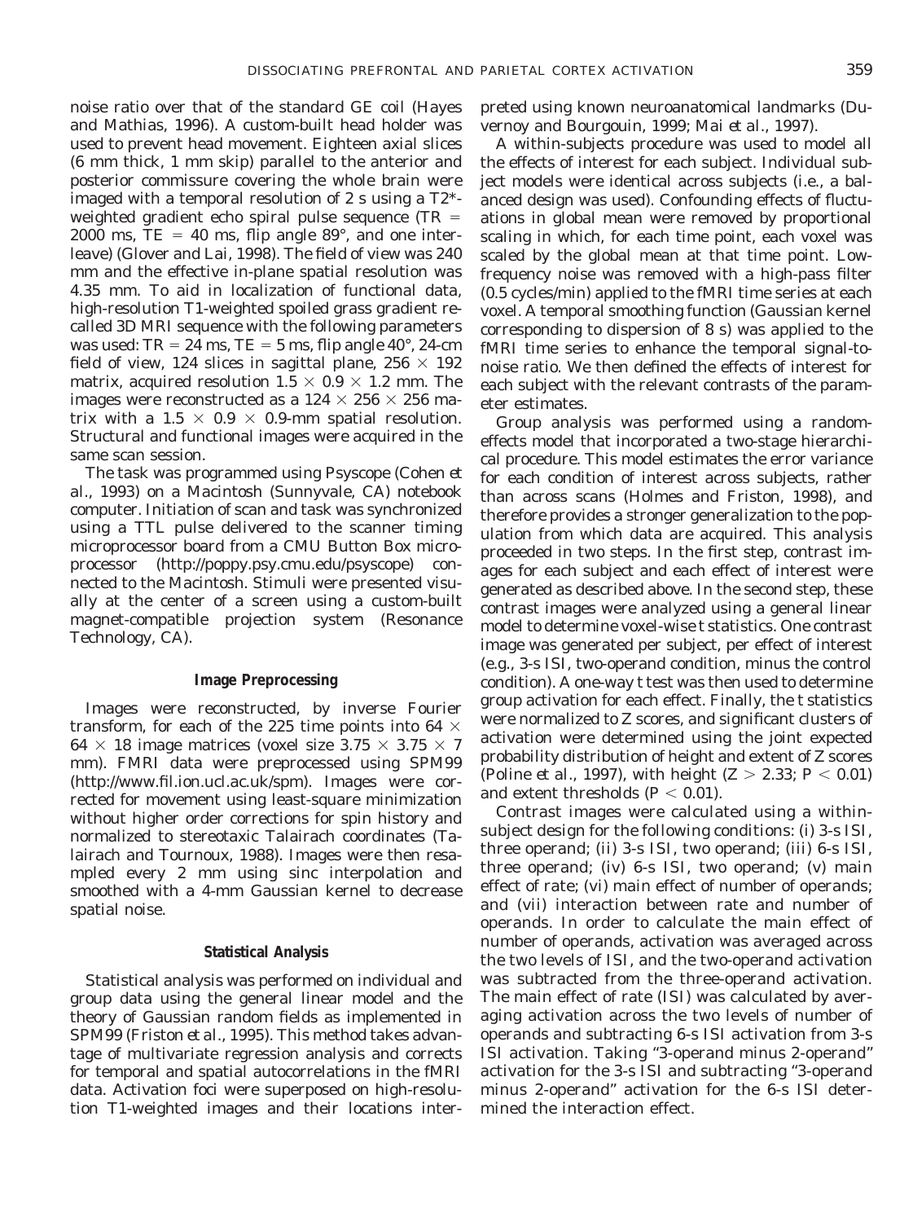noise ratio over that of the standard GE coil (Hayes and Mathias, 1996). A custom-built head holder was used to prevent head movement. Eighteen axial slices (6 mm thick, 1 mm skip) parallel to the anterior and posterior commissure covering the whole brain were imaged with a temporal resolution of 2 s using a T2*-weighted gradient echo spiral pulse sequence (TR = 2000 ms, TE = 40 ms, flip angle 89°, and one interleave) (Glover and Lai, 1998). The field of view was 240 mm and the effective in-plane spatial resolution was 4.35 mm. To aid in localization of functional data, high-resolution T1-weighted spoiled grass gradient recalled 3D MRI sequence with the following parameters was used: TR = 24 ms, TE = 5 ms, flip angle 40°, 24-cm field of view, 124 slices in sagittal plane, $256 \times 192$ matrix, acquired resolution $1.5 \times 0.9 \times 1.2$ mm. The images were reconstructed as a $124 \times 256 \times 256$ matrix with a $1.5 \times 0.9 \times 0.9$-mm spatial resolution. Structural and functional images were acquired in the same scan session.

The task was programmed using Psyscope (Cohen *et al.*, 1993) on a Macintosh (Sunnyvale, CA) notebook computer. Initiation of scan and task was synchronized using a TTL pulse delivered to the scanner timing microprocessor board from a CMU Button Box microprocessor (http://poppy.psy.cmu.edu/psyscope) connected to the Macintosh. Stimuli were presented visually at the center of a screen using a custom-built magnet-compatible projection system (Resonance Technology, CA).

### Image Preprocessing

Images were reconstructed, by inverse Fourier transform, for each of the 225 time points into $64 \times 64 \times 18$ image matrices (voxel size $3.75 \times 3.75 \times 7$ mm). FMRI data were preprocessed using SPM99 (http://www.fil.ion.ucl.ac.uk/spm). Images were corrected for movement using least-square minimization without higher order corrections for spin history and normalized to stereotaxic Talairach coordinates (Talairach and Tournoux, 1988). Images were then resampled every 2 mm using sinc interpolation and smoothed with a 4-mm Gaussian kernel to decrease spatial noise.

### Statistical Analysis

Statistical analysis was performed on individual and group data using the general linear model and the theory of Gaussian random fields as implemented in SPM99 (Friston *et al.*, 1995). This method takes advantage of multivariate regression analysis and corrects for temporal and spatial autocorrelations in the fMRI data. Activation foci were superposed on high-resolution T1-weighted images and their locations interpreted using known neuroanatomical landmarks (Duvernoy and Bourgouin, 1999; Mai *et al.*, 1997).

A within-subjects procedure was used to model all the effects of interest for each subject. Individual subject models were identical across subjects (i.e., a balanced design was used). Confounding effects of fluctuations in global mean were removed by proportional scaling in which, for each time point, each voxel was scaled by the global mean at that time point. Low-frequency noise was removed with a high-pass filter (0.5 cycles/min) applied to the fMRI time series at each voxel. A temporal smoothing function (Gaussian kernel corresponding to dispersion of 8 s) was applied to the fMRI time series to enhance the temporal signal-to-noise ratio. We then defined the effects of interest for each subject with the relevant contrasts of the parameter estimates.

Group analysis was performed using a random-effects model that incorporated a two-stage hierarchical procedure. This model estimates the error variance for each condition of interest across subjects, rather than across scans (Holmes and Friston, 1998), and therefore provides a stronger generalization to the population from which data are acquired. This analysis proceeded in two steps. In the first step, contrast images for each subject and each effect of interest were generated as described above. In the second step, these contrast images were analyzed using a general linear model to determine voxel-wise *t* statistics. One contrast image was generated per subject, per effect of interest (e.g., 3-s ISI, two-operand condition, minus the control condition). A one-way *t* test was then used to determine group activation for each effect. Finally, the *t* statistics were normalized to *Z* scores, and significant clusters of activation were determined using the joint expected probability distribution of height and extent of *Z* scores (Poline *et al.*, 1997), with height ($Z > 2.33$; $P < 0.01$) and extent thresholds ($P < 0.01$).

Contrast images were calculated using a within-subject design for the following conditions: (i) 3-s ISI, three operand; (ii) 3-s ISI, two operand; (iii) 6-s ISI, three operand; (iv) 6-s ISI, two operand; (v) main effect of rate; (vi) main effect of number of operands; and (vii) interaction between rate and number of operands. In order to calculate the main effect of number of operands, activation was averaged across the two levels of ISI, and the two-operand activation was subtracted from the three-operand activation. The main effect of rate (ISI) was calculated by averaging activation across the two levels of number of operands and subtracting 6-s ISI activation from 3-s ISI activation. Taking "3-operand minus 2-operand" activation for the 3-s ISI and subtracting "3-operand minus 2-operand" activation for the 6-s ISI determined the interaction effect.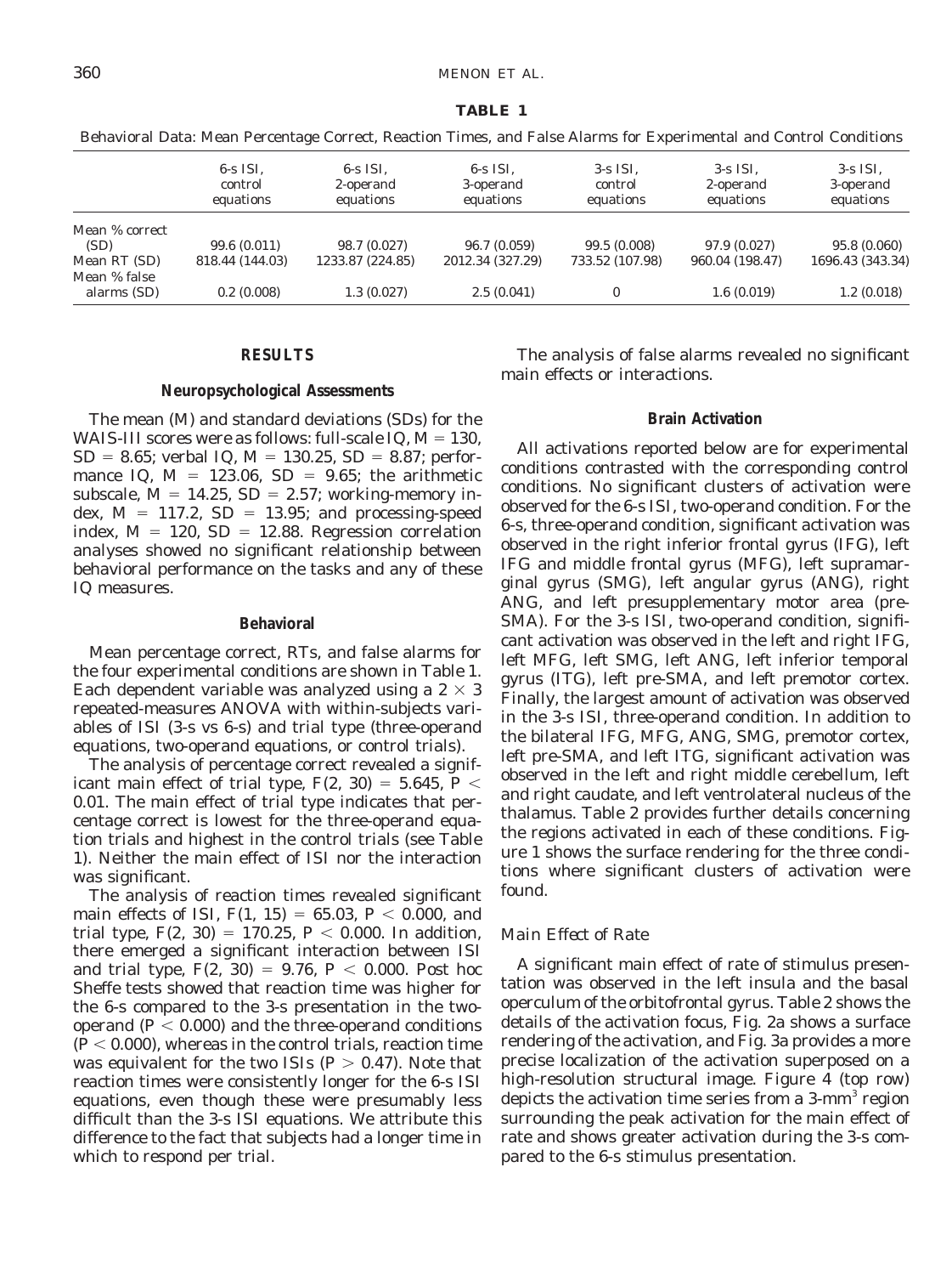**TABLE 1**

Behavioral Data: Mean Percentage Correct, Reaction Times, and False Alarms for Experimental and Control Conditions

| | 6-s ISI, control equations | 6-s ISI, 2-operand equations | 6-s ISI, 3-operand equations | 3-s ISI, control equations | 3-s ISI, 2-operand equations | 3-s ISI, 3-operand equations |
|---|---|---|---|---|---|---|
| Mean % correct (SD) | 99.6 (0.011) | 98.7 (0.027) | 96.7 (0.059) | 99.5 (0.008) | 97.9 (0.027) | 95.8 (0.060) |
| Mean RT (SD) | 818.44 (144.03) | 1233.87 (224.85) | 2012.34 (327.29) | 733.52 (107.98) | 960.04 (198.47) | 1696.43 (343.34) |
| Mean % false alarms (SD) | 0.2 (0.008) | 1.3 (0.027) | 2.5 (0.041) | 0 | 1.6 (0.019) | 1.2 (0.018) |

## RESULTS

### Neuropsychological Assessments

The mean (M) and standard deviations (SDs) for the WAIS-III scores were as follows: full-scale IQ, $M = 130$, $SD = 8.65$; verbal IQ, $M = 130.25$, $SD = 8.87$; performance IQ, $M = 123.06$, $SD = 9.65$; the arithmetic subscale, $M = 14.25$, $SD = 2.57$; working-memory index, $M = 117.2$, $SD = 13.95$; and processing-speed index, $M = 120$, $SD = 12.88$. Regression correlation analyses showed no significant relationship between behavioral performance on the tasks and any of these IQ measures.

### Behavioral

Mean percentage correct, RTs, and false alarms for the four experimental conditions are shown in Table 1. Each dependent variable was analyzed using a $2 \times 3$ repeated-measures ANOVA with within-subjects variables of ISI (3-s vs 6-s) and trial type (three-operand equations, two-operand equations, or control trials).

The analysis of percentage correct revealed a significant main effect of trial type, $F(2, 30) = 5.645$, $P < 0.01$. The main effect of trial type indicates that percentage correct is lowest for the three-operand equation trials and highest in the control trials (see Table 1). Neither the main effect of ISI nor the interaction was significant.

The analysis of reaction times revealed significant main effects of ISI, $F(1, 15) = 65.03$, $P < 0.000$, and trial type, $F(2, 30) = 170.25$, $P < 0.000$. In addition, there emerged a significant interaction between ISI and trial type, $F(2, 30) = 9.76$, $P < 0.000$. Post hoc Sheffe tests showed that reaction time was higher for the 6-s compared to the 3-s presentation in the two-operand ($P < 0.000$) and the three-operand conditions ($P < 0.000$), whereas in the control trials, reaction time was equivalent for the two ISIs ($P > 0.47$). Note that reaction times were consistently longer for the 6-s ISI equations, even though these were presumably less difficult than the 3-s ISI equations. We attribute this difference to the fact that subjects had a longer time in which to respond per trial.

The analysis of false alarms revealed no significant main effects or interactions.

### Brain Activation

All activations reported below are for experimental conditions contrasted with the corresponding control conditions. No significant clusters of activation were observed for the 6-s ISI, two-operand condition. For the 6-s, three-operand condition, significant activation was observed in the right inferior frontal gyrus (IFG), left IFG and middle frontal gyrus (MFG), left supramarginal gyrus (SMG), left angular gyrus (ANG), right ANG, and left presupplementary motor area (pre-SMA). For the 3-s ISI, two-operand condition, significant activation was observed in the left and right IFG, left MFG, left SMG, left ANG, left inferior temporal gyrus (ITG), left pre-SMA, and left premotor cortex. Finally, the largest amount of activation was observed in the 3-s ISI, three-operand condition. In addition to the bilateral IFG, MFG, ANG, SMG, premotor cortex, left pre-SMA, and left ITG, significant activation was observed in the left and right middle cerebellum, left and right caudate, and left ventrolateral nucleus of the thalamus. Table 2 provides further details concerning the regions activated in each of these conditions. Figure 1 shows the surface rendering for the three conditions where significant clusters of activation were found.

#### *Main Effect of Rate*

A significant main effect of rate of stimulus presentation was observed in the left insula and the basal operculum of the orbitofrontal gyrus. Table 2 shows the details of the activation focus, Fig. 2a shows a surface rendering of the activation, and Fig. 3a provides a more precise localization of the activation superposed on a high-resolution structural image. Figure 4 (top row) depicts the activation time series from a 3-$mm^3$ region surrounding the peak activation for the main effect of rate and shows greater activation during the 3-s compared to the 6-s stimulus presentation.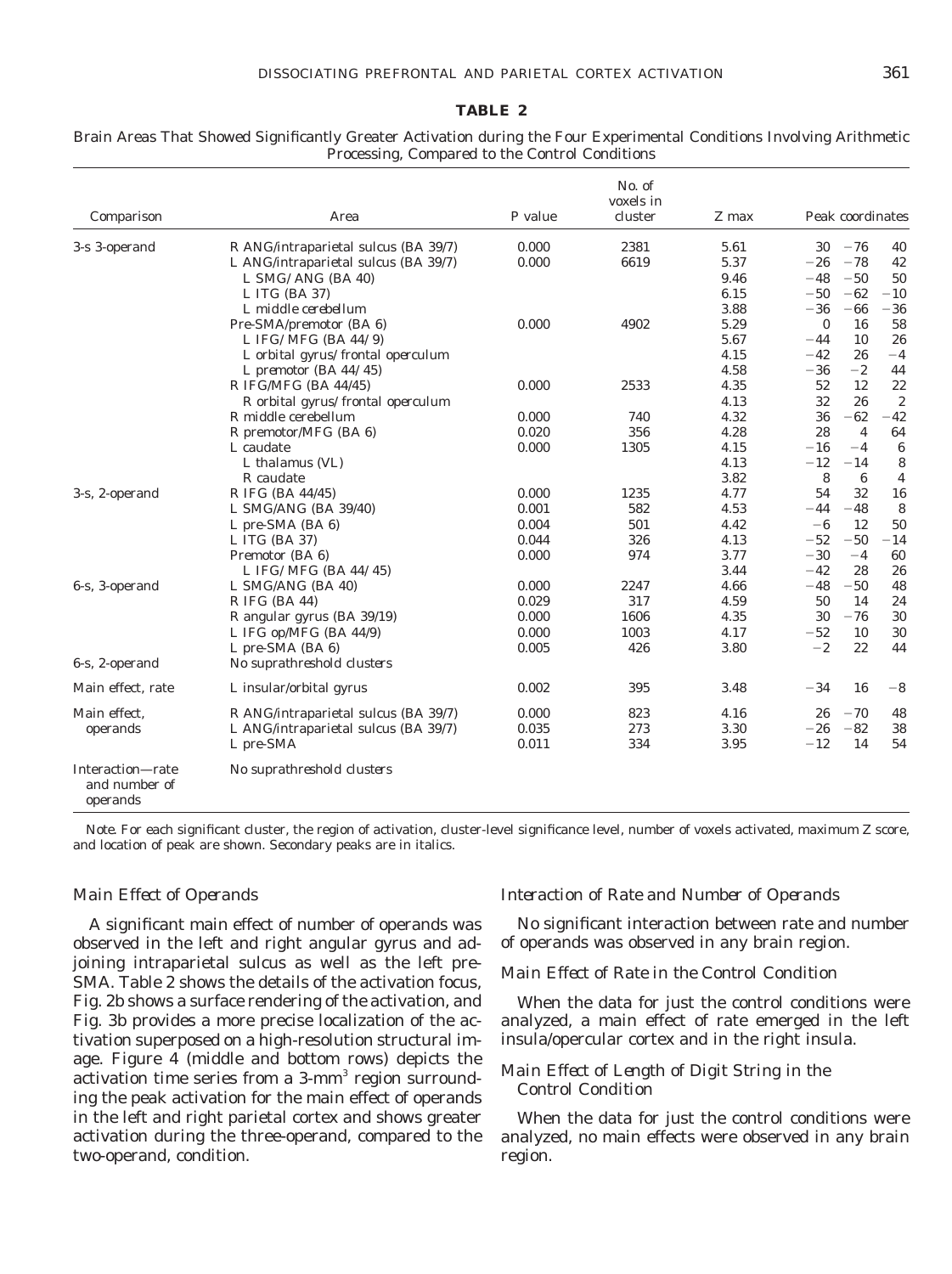**TABLE 2**

Brain Areas That Showed Significantly Greater Activation during the Four Experimental Conditions Involving Arithmetic Processing, Compared to the Control Conditions

| Comparison | Area | P value | No. of voxels in cluster | Z max | Peak coordinates | | |
|---|---|---|---|---|---|---|---|
| 3-s 3-operand | R ANG/intraparietal sulcus (BA 39/7) | 0.000 | 2381 | 5.61 | 30 | −76 | 40 |
| | L ANG/intraparietal sulcus (BA 39/7) | 0.000 | 6619 | 5.37 | −26 | −78 | 42 |
| | *L SMG/ANG (BA 40)* | | | 9.46 | −48 | −50 | 50 |
| | *L ITG (BA 37)* | | | 6.15 | −50 | −62 | −10 |
| | *L middle cerebellum* | | | 3.88 | −36 | −66 | −36 |
| | Pre-SMA/premotor (BA 6) | 0.000 | 4902 | 5.29 | 0 | 16 | 58 |
| | *L IFG/MFG (BA 44/9)* | | | 5.67 | −44 | 10 | 26 |
| | *L orbital gyrus/frontal operculum* | | | 4.15 | −42 | 26 | −4 |
| | *L premotor (BA 44/45)* | | | 4.58 | −36 | −2 | 44 |
| | R IFG/MFG (BA 44/45) | 0.000 | 2533 | 4.35 | 52 | 12 | 22 |
| | *R orbital gyrus/frontal operculum* | | | 4.13 | 32 | 26 | 2 |
| | R middle cerebellum | 0.000 | 740 | 4.32 | 36 | −62 | −42 |
| | R premotor/MFG (BA 6) | 0.020 | 356 | 4.28 | 28 | 4 | 64 |
| | L caudate | 0.000 | 1305 | 4.15 | −16 | −4 | 6 |
| | *L thalamus (VL)* | | | 4.13 | −12 | −14 | 8 |
| | *R caudate* | | | 3.82 | 8 | 6 | 4 |
| 3-s, 2-operand | R IFG (BA 44/45) | 0.000 | 1235 | 4.77 | 54 | 32 | 16 |
| | L SMG/ANG (BA 39/40) | 0.001 | 582 | 4.53 | −44 | −48 | 8 |
| | L pre-SMA (BA 6) | 0.004 | 501 | 4.42 | −6 | 12 | 50 |
| | L ITG (BA 37) | 0.044 | 326 | 4.13 | −52 | −50 | −14 |
| | Premotor (BA 6) | 0.000 | 974 | 3.77 | −30 | −4 | 60 |
| | *L IFG/MFG (BA 44/45)* | | | 3.44 | −42 | 28 | 26 |
| 6-s, 3-operand | L SMG/ANG (BA 40) | 0.000 | 2247 | 4.66 | −48 | −50 | 48 |
| | R IFG (BA 44) | 0.029 | 317 | 4.59 | 50 | 14 | 24 |
| | R angular gyrus (BA 39/19) | 0.000 | 1606 | 4.35 | 30 | −76 | 30 |
| | L IFG op/MFG (BA 44/9) | 0.000 | 1003 | 4.17 | −52 | 10 | 30 |
| | L pre-SMA (BA 6) | 0.005 | 426 | 3.80 | −2 | 22 | 44 |
| 6-s, 2-operand | No suprathreshold clusters | | | | | | |
| Main effect, rate | L insular/orbital gyrus | 0.002 | 395 | 3.48 | −34 | 16 | −8 |
| Main effect, operands | R ANG/intraparietal sulcus (BA 39/7) | 0.000 | 823 | 4.16 | 26 | −70 | 48 |
| | L ANG/intraparietal sulcus (BA 39/7) | 0.035 | 273 | 3.30 | −26 | −82 | 38 |
| | L pre-SMA | 0.011 | 334 | 3.95 | −12 | 14 | 54 |
| Interaction—rate and number of operands | No suprathreshold clusters | | | | | | |

*Note.* For each significant cluster, the region of activation, cluster-level significance level, number of voxels activated, maximum Z score, and location of peak are shown. Secondary peaks are in italics.

### *Main Effect of Operands*

A significant main effect of number of operands was observed in the left and right angular gyrus and adjoining intraparietal sulcus as well as the left pre-SMA. Table 2 shows the details of the activation focus, Fig. 2b shows a surface rendering of the activation, and Fig. 3b provides a more precise localization of the activation superposed on a high-resolution structural image. Figure 4 (middle and bottom rows) depicts the activation time series from a 3-mm$^3$ region surrounding the peak activation for the main effect of operands in the left and right parietal cortex and shows greater activation during the three-operand, compared to the two-operand, condition.

### *Interaction of Rate and Number of Operands*

No significant interaction between rate and number of operands was observed in any brain region.

### *Main Effect of Rate in the Control Condition*

When the data for just the control conditions were analyzed, a main effect of rate emerged in the left insula/opercular cortex and in the right insula.

### *Main Effect of Length of Digit String in the Control Condition*

When the data for just the control conditions were analyzed, no main effects were observed in any brain region.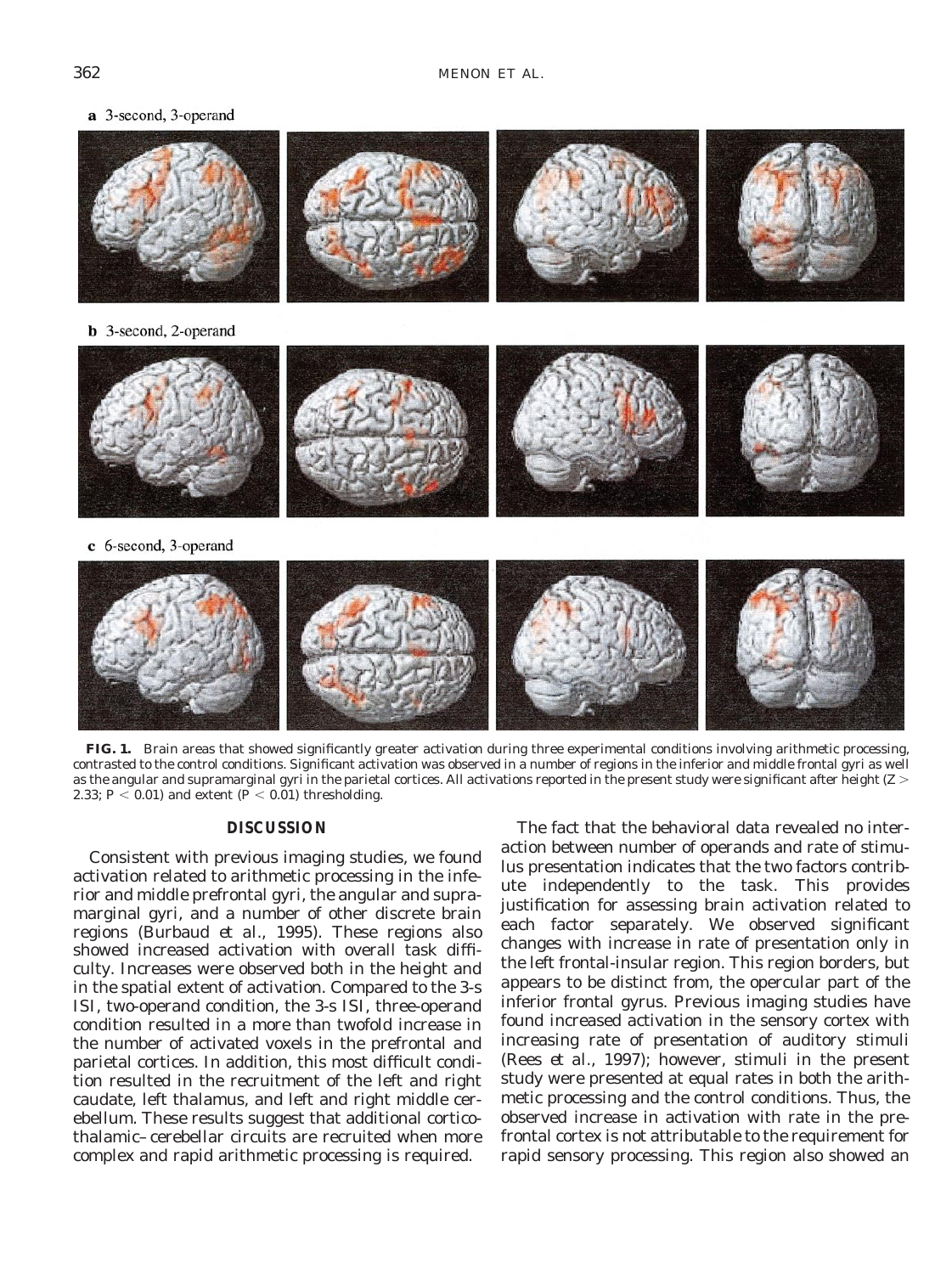**a** 3-second, 3-operand

**b** 3-second, 2-operand

**c** 6-second, 3-operand

**FIG. 1.** Brain areas that showed significantly greater activation during three experimental conditions involving arithmetic processing, contrasted to the control conditions. Significant activation was observed in a number of regions in the inferior and middle frontal gyri as well as the angular and supramarginal gyri in the parietal cortices. All activations reported in the present study were significant after height ($Z > 2.33$; $P < 0.01$) and extent ($P < 0.01$) thresholding.

## DISCUSSION

Consistent with previous imaging studies, we found activation related to arithmetic processing in the inferior and middle prefrontal gyri, the angular and supramarginal gyri, and a number of other discrete brain regions (Burbaud *et al.*, 1995). These regions also showed increased activation with overall task difficulty. Increases were observed both in the height and in the spatial extent of activation. Compared to the 3-s ISI, two-operand condition, the 3-s ISI, three-operand condition resulted in a more than twofold increase in the number of activated voxels in the prefrontal and parietal cortices. In addition, this most difficult condition resulted in the recruitment of the left and right caudate, left thalamus, and left and right middle cerebellum. These results suggest that additional cortico-thalamic–cerebellar circuits are recruited when more complex and rapid arithmetic processing is required.

The fact that the behavioral data revealed no interaction between number of operands and rate of stimulus presentation indicates that the two factors contribute independently to the task. This provides justification for assessing brain activation related to each factor separately. We observed significant changes with increase in rate of presentation only in the left frontal-insular region. This region borders, but appears to be distinct from, the opercular part of the inferior frontal gyrus. Previous imaging studies have found increased activation in the sensory cortex with increasing rate of presentation of auditory stimuli (Rees *et al.*, 1997); however, stimuli in the present study were presented at equal rates in both the arithmetic processing and the control conditions. Thus, the observed increase in activation with rate in the prefrontal cortex is not attributable to the requirement for rapid sensory processing. This region also showed an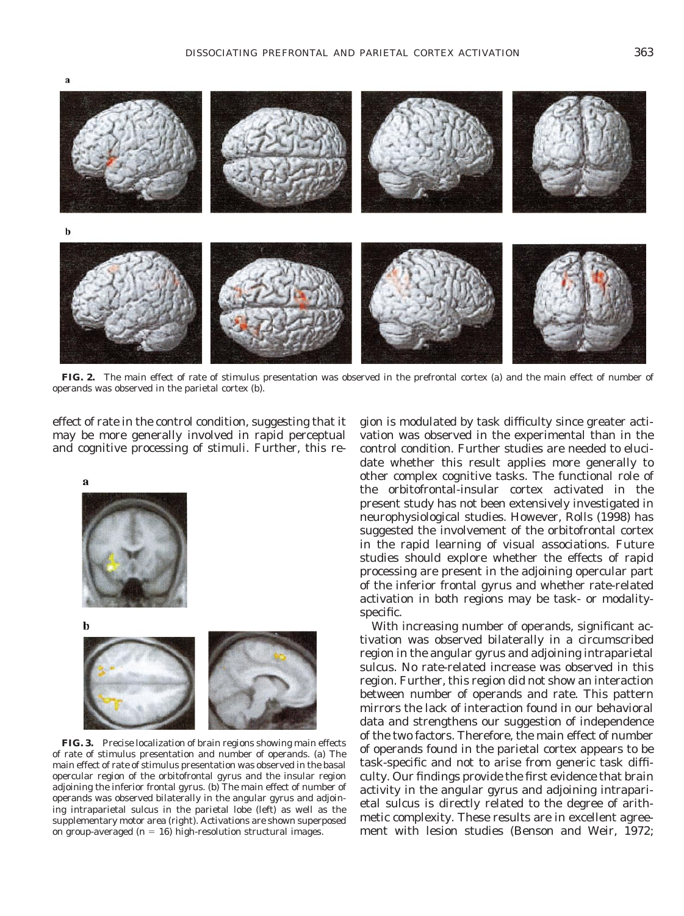**FIG. 2.** The main effect of rate of stimulus presentation was observed in the prefrontal cortex (a) and the main effect of number of operands was observed in the parietal cortex (b).

effect of rate in the control condition, suggesting that it may be more generally involved in rapid perceptual and cognitive processing of stimuli. Further, this region is modulated by task difficulty since greater activation was observed in the experimental than in the control condition. Further studies are needed to elucidate whether this result applies more generally to other complex cognitive tasks. The functional role of the orbitofrontal-insular cortex activated in the present study has not been extensively investigated in neurophysiological studies. However, Rolls (1998) has suggested the involvement of the orbitofrontal cortex in the rapid learning of visual associations. Future studies should explore whether the effects of rapid processing are present in the adjoining opercular part of the inferior frontal gyrus and whether rate-related activation in both regions may be task- or modality-specific.

**FIG. 3.** Precise localization of brain regions showing main effects of rate of stimulus presentation and number of operands. (a) The main effect of rate of stimulus presentation was observed in the basal opercular region of the orbitofrontal gyrus and the insular region adjoining the inferior frontal gyrus. (b) The main effect of number of operands was observed bilaterally in the angular gyrus and adjoining intraparietal sulcus in the parietal lobe (left) as well as the supplementary motor area (right). Activations are shown superposed on group-averaged ($n = 16$) high-resolution structural images.

With increasing number of operands, significant activation was observed bilaterally in a circumscribed region in the angular gyrus and adjoining intraparietal sulcus. No rate-related increase was observed in this region. Further, this region did not show an interaction between number of operands and rate. This pattern mirrors the lack of interaction found in our behavioral data and strengthens our suggestion of independence of the two factors. Therefore, the main effect of number of operands found in the parietal cortex appears to be task-specific and not to arise from generic task difficulty. Our findings provide the first evidence that brain activity in the angular gyrus and adjoining intraparietal sulcus is directly related to the degree of arithmetic complexity. These results are in excellent agreement with lesion studies (Benson and Weir, 1972;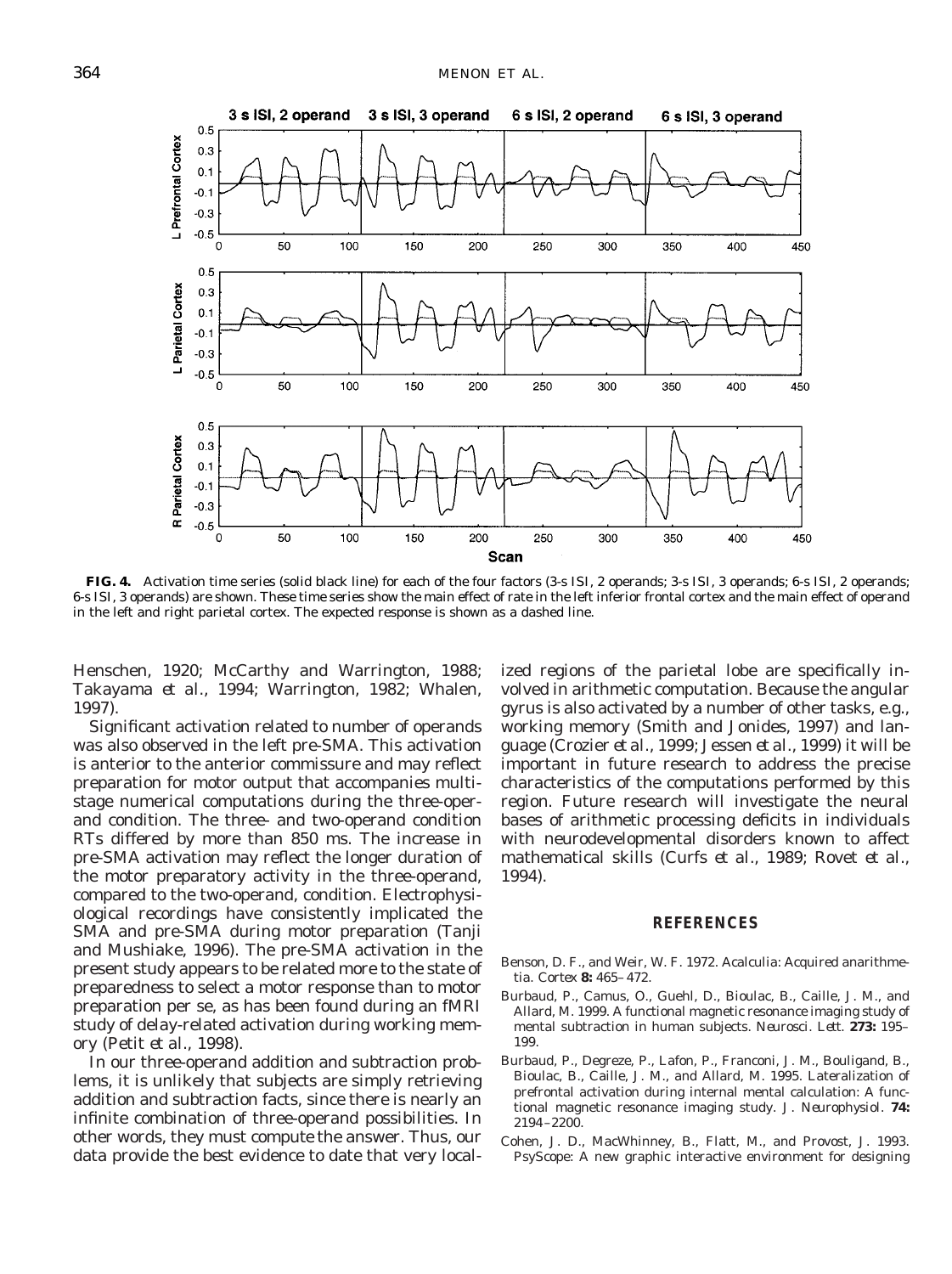**FIG. 4.** Activation time series (solid black line) for each of the four factors (3-s ISI, 2 operands; 3-s ISI, 3 operands; 6-s ISI, 2 operands; 6-s ISI, 3 operands) are shown. These time series show the main effect of rate in the left inferior frontal cortex and the main effect of operand in the left and right parietal cortex. The expected response is shown as a dashed line.

Henschen, 1920; McCarthy and Warrington, 1988; Takayama *et al.*, 1994; Warrington, 1982; Whalen, 1997).

Significant activation related to number of operands was also observed in the left pre-SMA. This activation is anterior to the anterior commissure and may reflect preparation for motor output that accompanies multistage numerical computations during the three-operand condition. The three- and two-operand condition RTs differed by more than 850 ms. The increase in pre-SMA activation may reflect the longer duration of the motor preparatory activity in the three-operand, compared to the two-operand, condition. Electrophysiological recordings have consistently implicated the SMA and pre-SMA during motor preparation (Tanji and Mushiake, 1996). The pre-SMA activation in the present study appears to be related more to the state of preparedness to select a motor response than to motor preparation per se, as has been found during an fMRI study of delay-related activation during working memory (Petit *et al.*, 1998).

In our three-operand addition and subtraction problems, it is unlikely that subjects are simply retrieving addition and subtraction facts, since there is nearly an infinite combination of three-operand possibilities. In other words, they must compute the answer. Thus, our data provide the best evidence to date that very localized regions of the parietal lobe are specifically involved in arithmetic computation. Because the angular gyrus is also activated by a number of other tasks, e.g., working memory (Smith and Jonides, 1997) and language (Crozier *et al.*, 1999; Jessen *et al.*, 1999) it will be important in future research to address the precise characteristics of the computations performed by this region. Future research will investigate the neural bases of arithmetic processing deficits in individuals with neurodevelopmental disorders known to affect mathematical skills (Curfs *et al.*, 1989; Rovet *et al.*, 1994).

## REFERENCES

Benson, D. F., and Weir, W. F. 1972. Acalculia: Acquired anarithmetia. *Cortex* **8:** 465–472.

Burbaud, P., Camus, O., Guehl, D., Bioulac, B., Caille, J. M., and Allard, M. 1999. A functional magnetic resonance imaging study of mental subtraction in human subjects. *Neurosci. Lett.* **273:** 195–199.

Burbaud, P., Degreze, P., Lafon, P., Franconi, J. M., Bouligand, B., Bioulac, B., Caille, J. M., and Allard, M. 1995. Lateralization of prefrontal activation during internal mental calculation: A functional magnetic resonance imaging study. *J. Neurophysiol.* **74:** 2194–2200.

Cohen, J. D., MacWhinney, B., Flatt, M., and Provost, J. 1993. PsyScope: A new graphic interactive environment for designing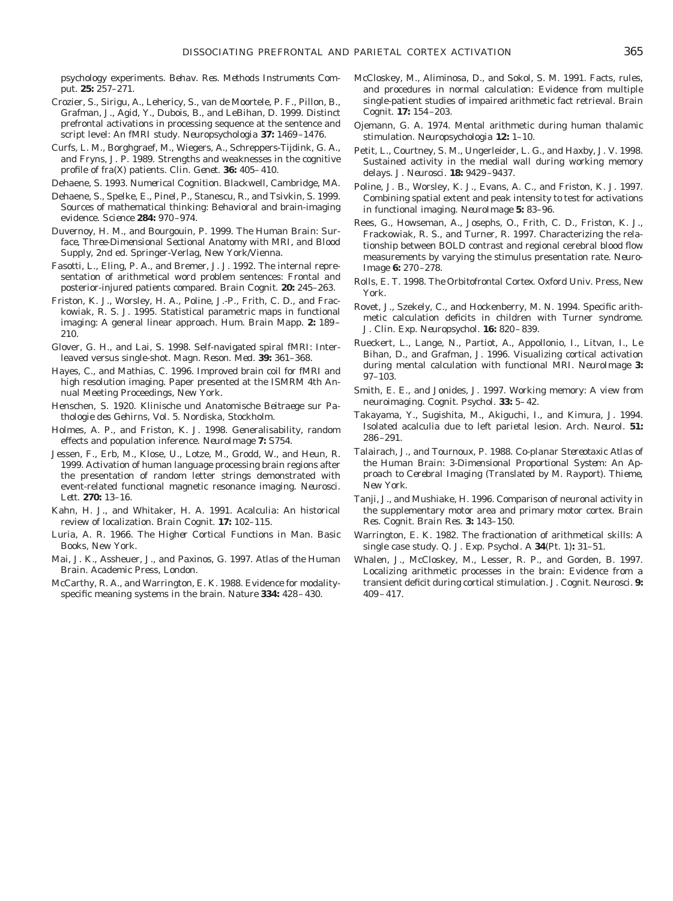psychology experiments. *Behav. Res. Methods Instruments Comput.* **25:** 257–271.

Crozier, S., Sirigu, A., Lehericy, S., van de Moortele, P. F., Pillon, B., Grafman, J., Agid, Y., Dubois, B., and LeBihan, D. 1999. Distinct prefrontal activations in processing sequence at the sentence and script level: An fMRI study. *Neuropsychologia* **37:** 1469–1476.

Curfs, L. M., Borghgraef, M., Wiegers, A., Schreppers-Tijdink, G. A., and Fryns, J. P. 1989. Strengths and weaknesses in the cognitive profile of fra(X) patients. *Clin. Genet.* **36:** 405–410.

Dehaene, S. 1993. *Numerical Cognition.* Blackwell, Cambridge, MA.

Dehaene, S., Spelke, E., Pinel, P., Stanescu, R., and Tsivkin, S. 1999. Sources of mathematical thinking: Behavioral and brain-imaging evidence. *Science* **284:** 970–974.

Duvernoy, H. M., and Bourgouin, P. 1999. *The Human Brain: Surface, Three-Dimensional Sectional Anatomy with MRI, and Blood Supply,* 2nd ed. Springer-Verlag, New York/Vienna.

Fasotti, L., Eling, P. A., and Bremer, J. J. 1992. The internal representation of arithmetical word problem sentences: Frontal and posterior-injured patients compared. *Brain Cognit.* **20:** 245–263.

Friston, K. J., Worsley, H. A., Poline, J.-P., Frith, C. D., and Frackowiak, R. S. J. 1995. Statistical parametric maps in functional imaging: A general linear approach. *Hum. Brain Mapp.* **2:** 189–210.

Glover, G. H., and Lai, S. 1998. Self-navigated spiral fMRI: Interleaved versus single-shot. *Magn. Reson. Med.* **39:** 361–368.

Hayes, C., and Mathias, C. 1996. Improved brain coil for fMRI and high resolution imaging. Paper presented at the ISMRM 4th Annual Meeting Proceedings, New York.

Henschen, S. 1920. *Klinische und Anatomische Beitraege sur Pathologie des Gehirns,* Vol. 5. Nordiska, Stockholm.

Holmes, A. P., and Friston, K. J. 1998. Generalisability, random effects and population inference. *NeuroImage* **7:** S754.

Jessen, F., Erb, M., Klose, U., Lotze, M., Grodd, W., and Heun, R. 1999. Activation of human language processing brain regions after the presentation of random letter strings demonstrated with event-related functional magnetic resonance imaging. *Neurosci. Lett.* **270:** 13–16.

Kahn, H. J., and Whitaker, H. A. 1991. Acalculia: An historical review of localization. *Brain Cognit.* **17:** 102–115.

Luria, A. R. 1966. *The Higher Cortical Functions in Man.* Basic Books, New York.

Mai, J. K., Assheuer, J., and Paxinos, G. 1997. *Atlas of the Human Brain.* Academic Press, London.

McCarthy, R. A., and Warrington, E. K. 1988. Evidence for modality-specific meaning systems in the brain. *Nature* **334:** 428–430.

McCloskey, M., Aliminosa, D., and Sokol, S. M. 1991. Facts, rules, and procedures in normal calculation: Evidence from multiple single-patient studies of impaired arithmetic fact retrieval. *Brain Cognit.* **17:** 154–203.

Ojemann, G. A. 1974. Mental arithmetic during human thalamic stimulation. *Neuropsychologia* **12:** 1–10.

Petit, L., Courtney, S. M., Ungerleider, L. G., and Haxby, J. V. 1998. Sustained activity in the medial wall during working memory delays. *J. Neurosci.* **18:** 9429–9437.

Poline, J. B., Worsley, K. J., Evans, A. C., and Friston, K. J. 1997. Combining spatial extent and peak intensity to test for activations in functional imaging. *NeuroImage* **5:** 83–96.

Rees, G., Howseman, A., Josephs, O., Frith, C. D., Friston, K. J., Frackowiak, R. S., and Turner, R. 1997. Characterizing the relationship between BOLD contrast and regional cerebral blood flow measurements by varying the stimulus presentation rate. *NeuroImage* **6:** 270–278.

Rolls, E. T. 1998. *The Orbitofrontal Cortex.* Oxford Univ. Press, New York.

Rovet, J., Szekely, C., and Hockenberry, M. N. 1994. Specific arithmetic calculation deficits in children with Turner syndrome. *J. Clin. Exp. Neuropsychol.* **16:** 820–839.

Rueckert, L., Lange, N., Partiot, A., Appollonio, I., Litvan, I., Le Bihan, D., and Grafman, J. 1996. Visualizing cortical activation during mental calculation with functional MRI. *NeuroImage* **3:** 97–103.

Smith, E. E., and Jonides, J. 1997. Working memory: A view from neuroimaging. *Cognit. Psychol.* **33:** 5–42.

Takayama, Y., Sugishita, M., Akiguchi, I., and Kimura, J. 1994. Isolated acalculia due to left parietal lesion. *Arch. Neurol.* **51:** 286–291.

Talairach, J., and Tournoux, P. 1988. *Co-planar Stereotaxic Atlas of the Human Brain: 3-Dimensional Proportional System: An Approach to Cerebral Imaging (Translated by M. Rayport).* Thieme, New York.

Tanji, J., and Mushiake, H. 1996. Comparison of neuronal activity in the supplementary motor area and primary motor cortex. *Brain Res. Cognit. Brain Res.* **3:** 143–150.

Warrington, E. K. 1982. The fractionation of arithmetical skills: A single case study. *Q. J. Exp. Psychol. A* **34**(Pt. 1)**:** 31–51.

Whalen, J., McCloskey, M., Lesser, R. P., and Gorden, B. 1997. Localizing arithmetic processes in the brain: Evidence from a transient deficit during cortical stimulation. *J. Cognit. Neurosci.* **9:** 409–417.